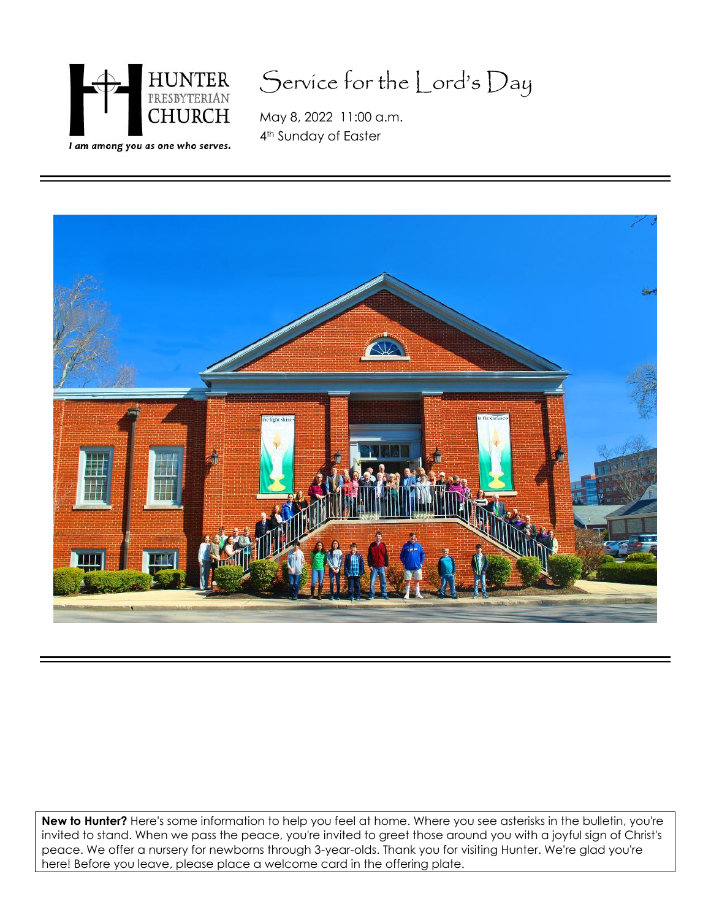HUNTER PRESBYTERIAN CHURCH

*I am among you as one who serves.*

# Service for the Lord's Day

May 8, 2022 11:00 a.m.
4th Sunday of Easter

**New to Hunter?** Here's some information to help you feel at home. Where you see asterisks in the bulletin, you're invited to stand. When we pass the peace, you're invited to greet those around you with a joyful sign of Christ's peace. We offer a nursery for newborns through 3-year-olds. Thank you for visiting Hunter. We're glad you're here! Before you leave, please place a welcome card in the offering plate.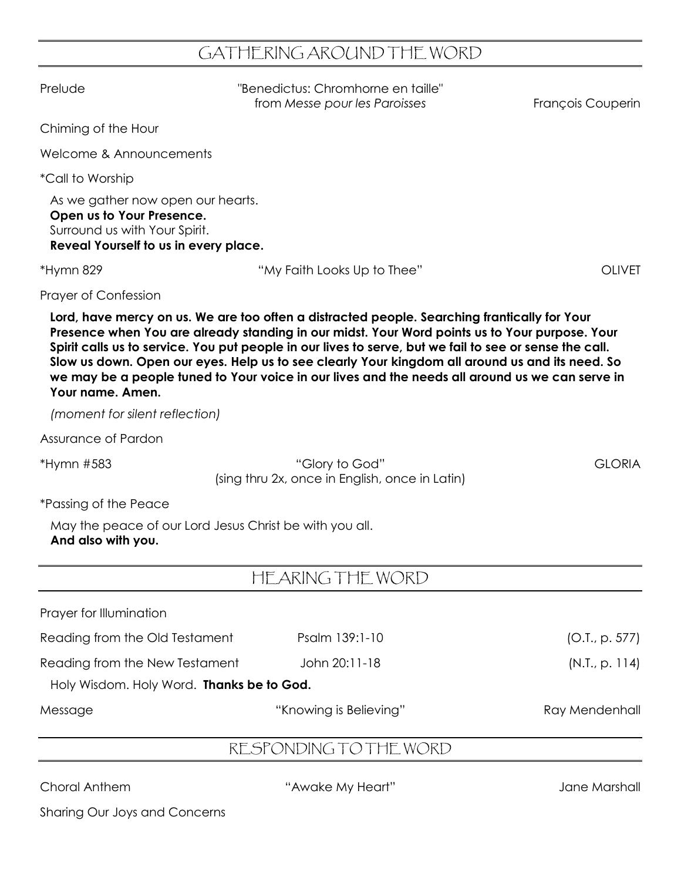## GATHERING AROUND THE WORD

Prelude — "Benedictus: Chromhorne en taille" from *Messe pour les Paroisses* — François Couperin

Chiming of the Hour

Welcome & Announcements

*Call to Worship

As we gather now open our hearts.
**Open us to Your Presence.**
Surround us with Your Spirit.
**Reveal Yourself to us in every place.**

*Hymn 829 — "My Faith Looks Up to Thee" — OLIVET

Prayer of Confession

**Lord, have mercy on us. We are too often a distracted people. Searching frantically for Your Presence when You are already standing in our midst. Your Word points us to Your purpose. Your Spirit calls us to service. You put people in our lives to serve, but we fail to see or sense the call. Slow us down. Open our eyes. Help us to see clearly Your kingdom all around us and its need. So we may be a people tuned to Your voice in our lives and the needs all around us we can serve in Your name. Amen.**

*(moment for silent reflection)*

Assurance of Pardon

*Hymn #583 — "Glory to God" (sing thru 2x, once in English, once in Latin) — GLORIA

*Passing of the Peace

May the peace of our Lord Jesus Christ be with you all.
**And also with you.**

## HEARING THE WORD

Prayer for Illumination

Reading from the Old Testament — Psalm 139:1-10 — (O.T., p. 577)

Reading from the New Testament — John 20:11-18 — (N.T., p. 114)

Holy Wisdom. Holy Word. **Thanks be to God.**

Message — "Knowing is Believing" — Ray Mendenhall

## RESPONDING TO THE WORD

Choral Anthem — "Awake My Heart" — Jane Marshall

Sharing Our Joys and Concerns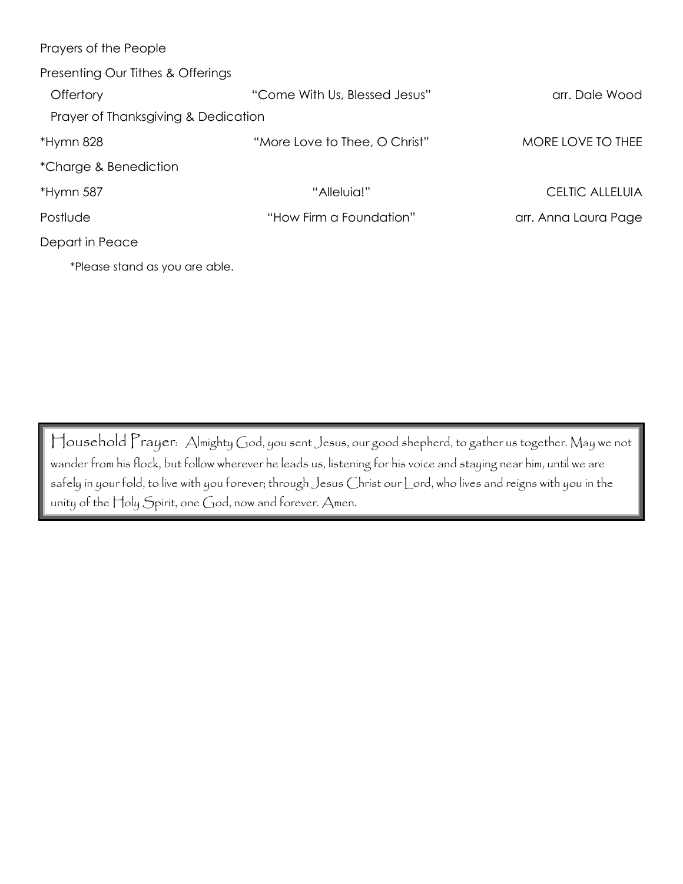Prayers of the People

Presenting Our Tithes & Offerings

| | | |
|---|---|---|
| Offertory | "Come With Us, Blessed Jesus" | arr. Dale Wood |
| Prayer of Thanksgiving & Dedication | | |
| *Hymn 828 | "More Love to Thee, O Christ" | MORE LOVE TO THEE |
| *Charge & Benediction | | |
| *Hymn 587 | "Alleluia!" | CELTIC ALLELUIA |
| Postlude | "How Firm a Foundation" | arr. Anna Laura Page |

Depart in Peace

*Please stand as you are able.

Household Prayer: Almighty God, you sent Jesus, our good shepherd, to gather us together. May we not wander from his flock, but follow wherever he leads us, listening for his voice and staying near him, until we are safely in your fold, to live with you forever; through Jesus Christ our Lord, who lives and reigns with you in the unity of the Holy Spirit, one God, now and forever. Amen.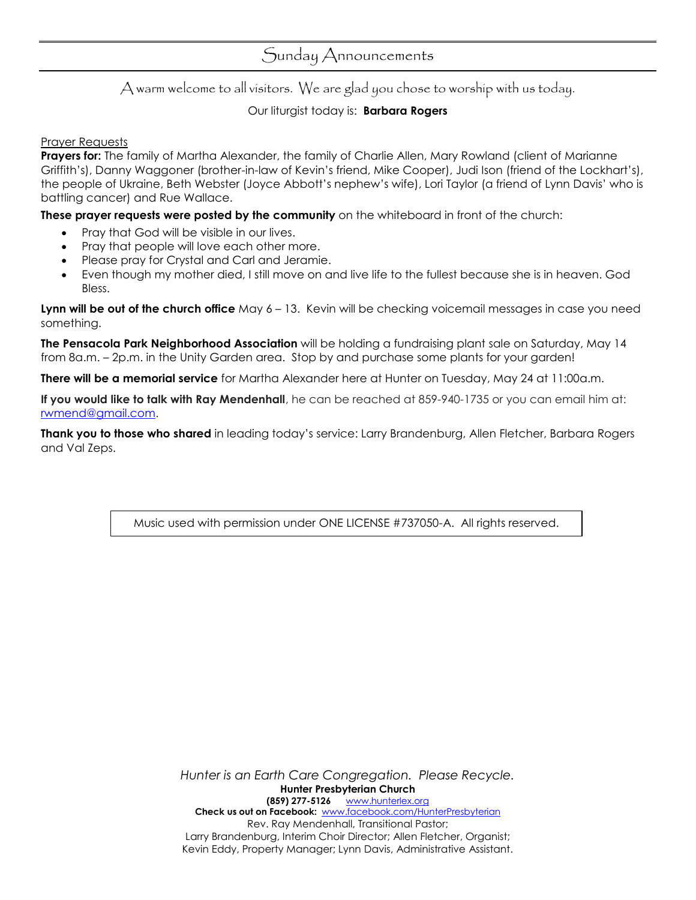# Sunday Announcements

A warm welcome to all visitors. We are glad you chose to worship with us today.

Our liturgist today is: **Barbara Rogers**

Prayer Requests

**Prayers for:** The family of Martha Alexander, the family of Charlie Allen, Mary Rowland (client of Marianne Griffith's), Danny Waggoner (brother-in-law of Kevin's friend, Mike Cooper), Judi Ison (friend of the Lockhart's), the people of Ukraine, Beth Webster (Joyce Abbott's nephew's wife), Lori Taylor (a friend of Lynn Davis' who is battling cancer) and Rue Wallace.

**These prayer requests were posted by the community** on the whiteboard in front of the church:

- Pray that God will be visible in our lives.
- Pray that people will love each other more.
- Please pray for Crystal and Carl and Jeramie.
- Even though my mother died, I still move on and live life to the fullest because she is in heaven. God Bless.

**Lynn will be out of the church office** May 6 – 13. Kevin will be checking voicemail messages in case you need something.

**The Pensacola Park Neighborhood Association** will be holding a fundraising plant sale on Saturday, May 14 from 8a.m. – 2p.m. in the Unity Garden area. Stop by and purchase some plants for your garden!

**There will be a memorial service** for Martha Alexander here at Hunter on Tuesday, May 24 at 11:00a.m.

**If you would like to talk with Ray Mendenhall**, he can be reached at 859-940-1735 or you can email him at: rwmend@gmail.com.

**Thank you to those who shared** in leading today's service: Larry Brandenburg, Allen Fletcher, Barbara Rogers and Val Zeps.

Music used with permission under ONE LICENSE #737050-A. All rights reserved.

*Hunter is an Earth Care Congregation. Please Recycle.*

**Hunter Presbyterian Church**

**(859) 277-5126** www.hunterlex.org

**Check us out on Facebook:** www.facebook.com/HunterPresbyterian

Rev. Ray Mendenhall, Transitional Pastor;

Larry Brandenburg, Interim Choir Director; Allen Fletcher, Organist;

Kevin Eddy, Property Manager; Lynn Davis, Administrative Assistant.